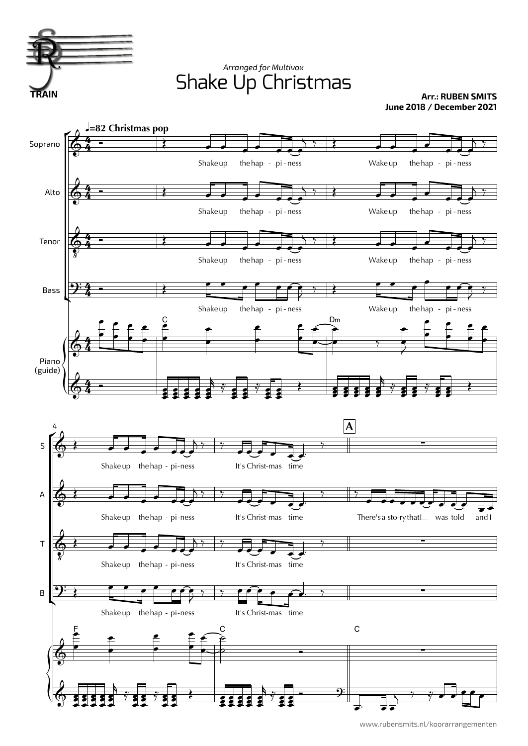TRAIN

*Arranged for Multivox*

# Shake Up Christmas

**Arr.: RUBEN SMITS**
**June 2018 / December 2021**

♩=82 Christmas pop

Soprano / Alto / Tenor / Bass:

Shake up the hap - pi - ness
Wake up the hap - pi - ness
Shake up the hap - pi - ness
It's Christ-mas time

Alto (A):

There's a sto-ry that I__ was told and I

Piano (guide): C, Dm, F, C, C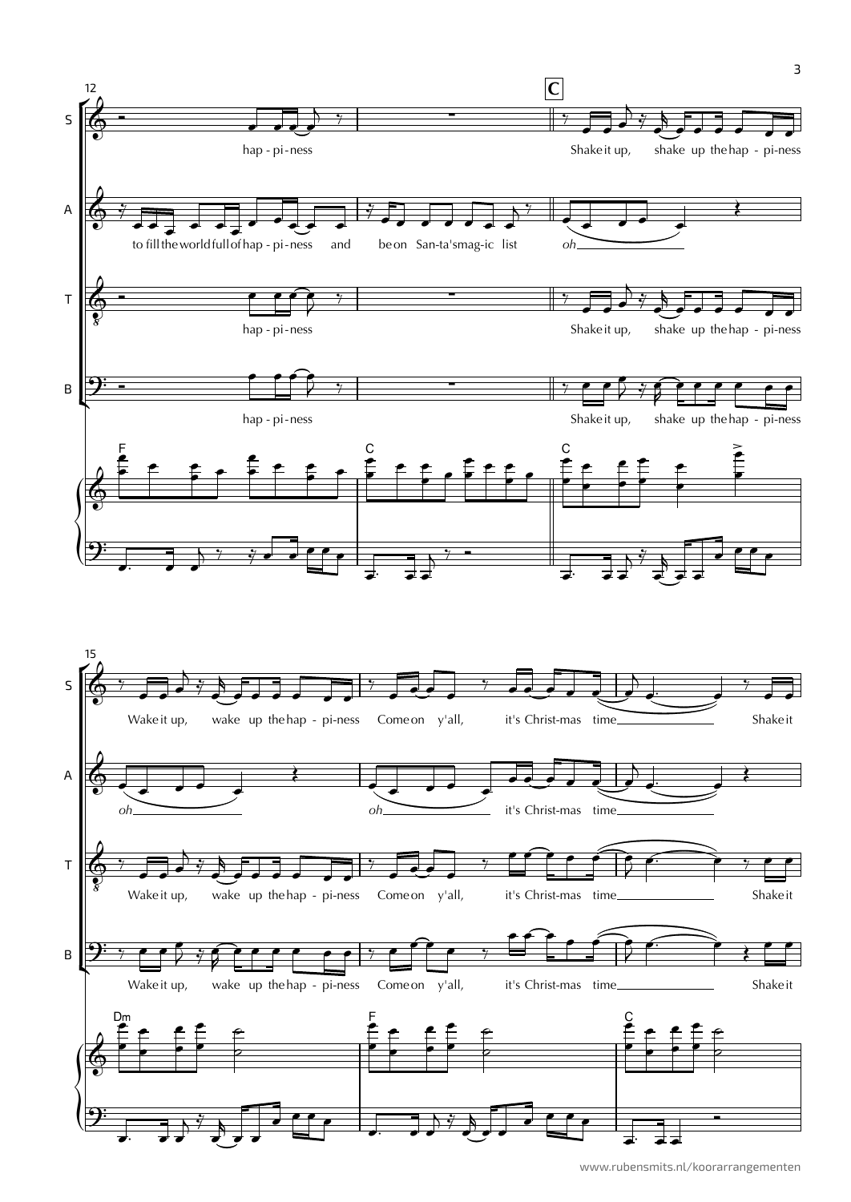**C**

S: hap - pi - ness — Shake it up, shake up the hap - pi - ness

A: to fill the world full of hap - pi - ness and be on San - ta's mag - ic list — *oh*

T: hap - pi - ness — Shake it up, shake up the hap - pi - ness

B: hap - pi - ness — Shake it up, shake up the hap - pi - ness

Piano: F — C — C

S: Wake it up, wake up the hap - pi - ness Come on y'all, it's Christ - mas time Shake it

A: *oh* — *oh* it's Christ - mas time

T: Wake it up, wake up the hap - pi - ness Come on y'all, it's Christ - mas time Shake it

B: Wake it up, wake up the hap - pi - ness Come on y'all, it's Christ - mas time Shake it

Piano: Dm — F — C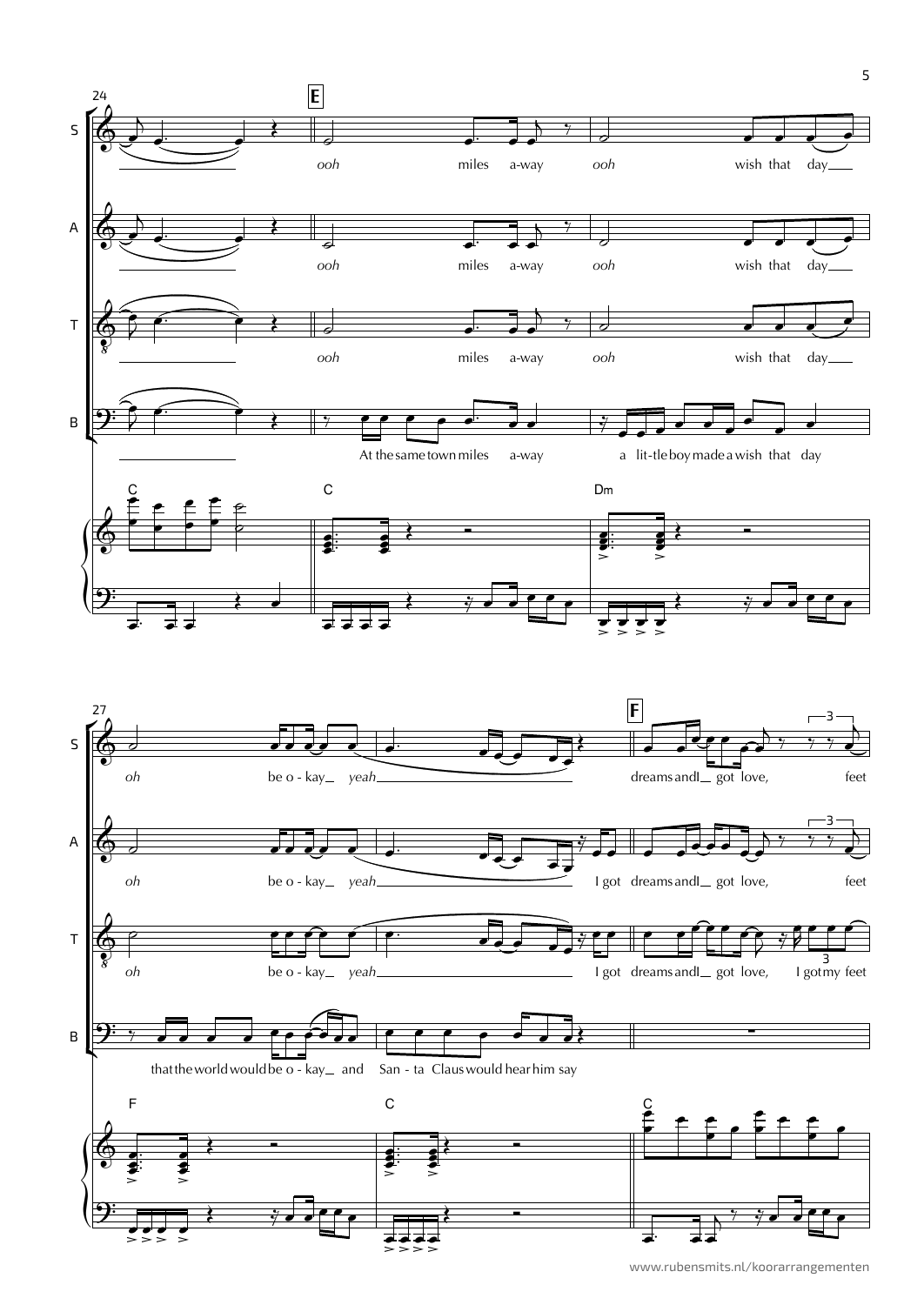24

**E**

S: *ooh* miles a-way *ooh* wish that day

A: *ooh* miles a-way *ooh* wish that day

T: *ooh* miles a-way *ooh* wish that day

B: At the same town miles a-way a lit-tle boy made a wish that day

C C Dm

27

**F**

S: *oh* be o - kay *yeah* dreams and I got love, feet

A: *oh* be o - kay *yeah* I got dreams and I got love, feet

T: *oh* be o - kay *yeah* I got dreams and I got love, I got my feet

B: that the world would be o - kay and San - ta Claus would hear him say

F C C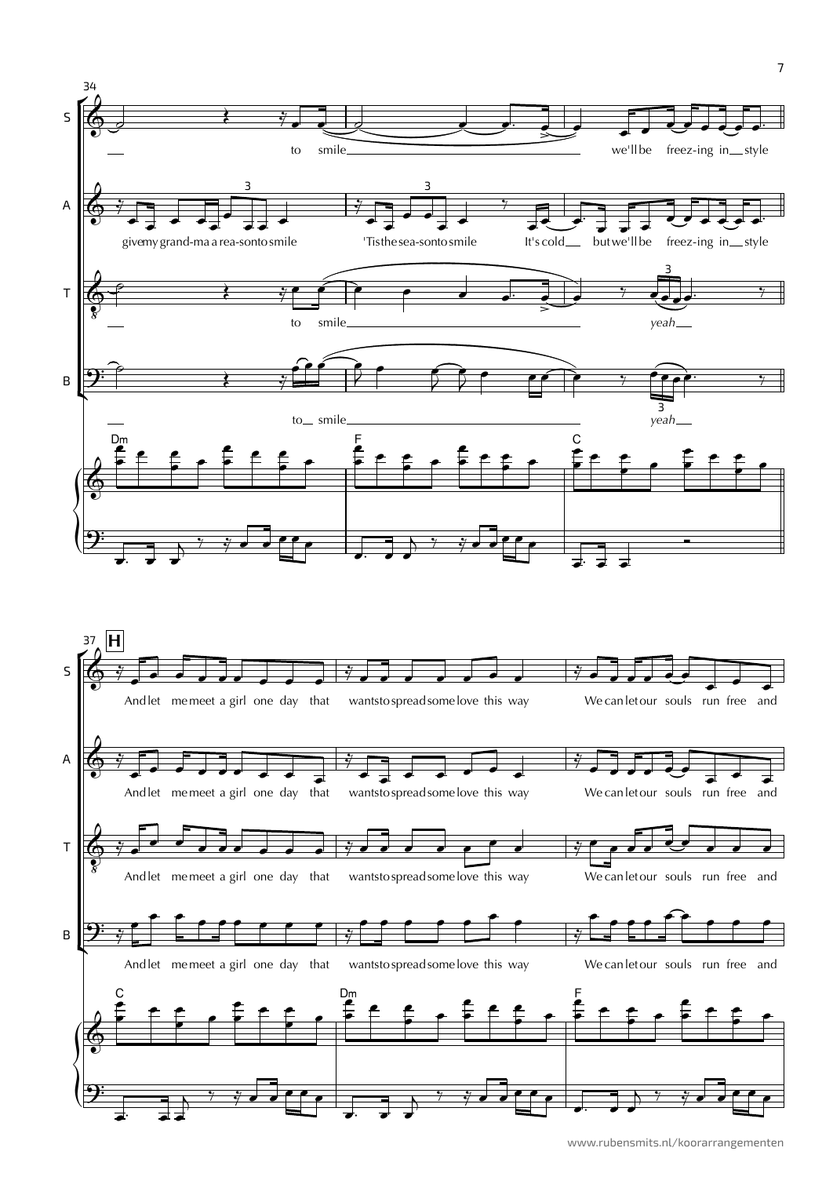34

S: to smile we'll be freez-ing in style

A: give my grand-ma a rea-son to smile 'Tis the sea-son to smile It's cold but we'll be freez-ing in style

T: to smile *yeah*

B: to smile *yeah*

Dm F C

37 **H**

S: And let me meet a girl one day that wants to spread some love this way We can let our souls run free and

A: And let me meet a girl one day that wants to spread some love this way We can let our souls run free and

T: And let me meet a girl one day that wants to spread some love this way We can let our souls run free and

B: And let me meet a girl one day that wants to spread some love this way We can let our souls run free and

C Dm F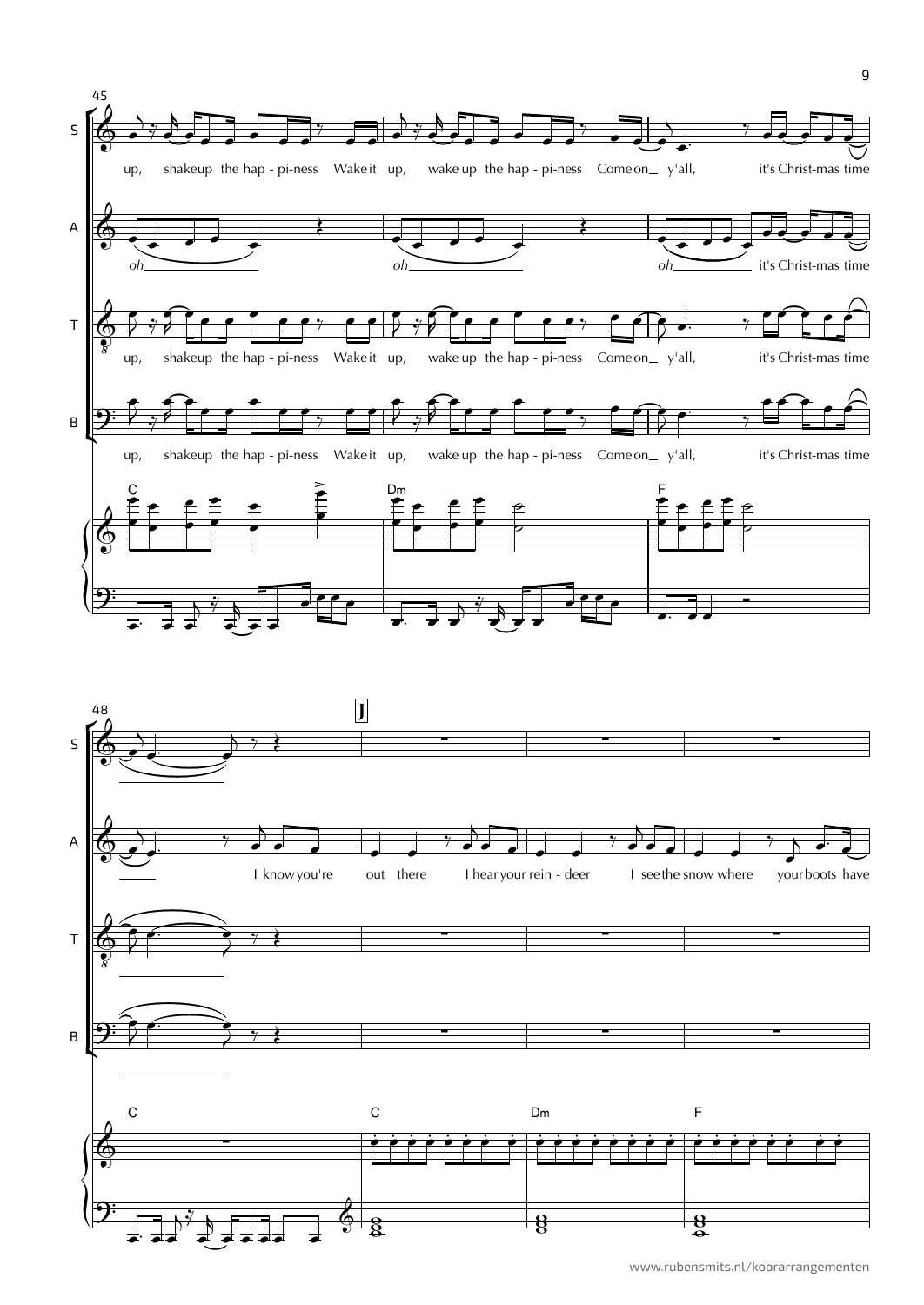S: up, shake up the hap - pi-ness Wake it up, wake up the hap - pi-ness Come on_ y'all, it's Christ-mas time

A: *oh* *oh* *oh* it's Christ-mas time

T: up, shake up the hap - pi-ness Wake it up, wake up the hap - pi-ness Come on_ y'all, it's Christ-mas time

B: up, shake up the hap - pi-ness Wake it up, wake up the hap - pi-ness Come on_ y'all, it's Christ-mas time

C Dm F

**J**

A: I know you're out there I hear your rein - deer I see the snow where your boots have

C C Dm F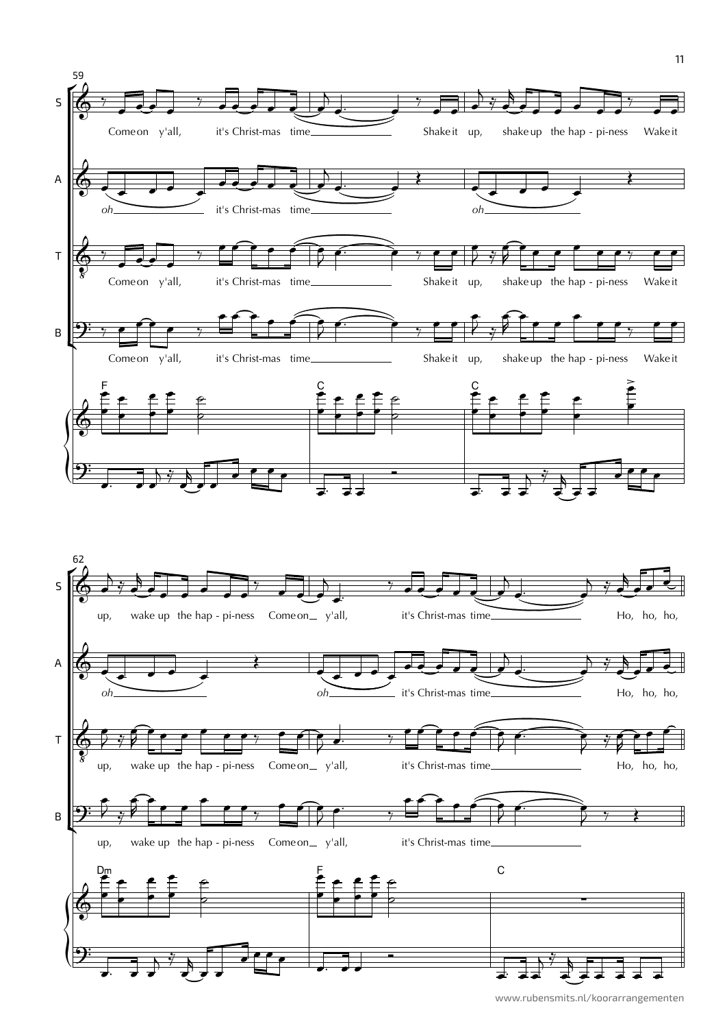59

**S:** Come on y'all, it's Christ-mas time\_\_\_\_\_\_ Shake it up, shake up the hap - pi-ness Wake it

**A:** *oh*\_\_\_\_\_\_ it's Christ-mas time\_\_\_\_\_\_ *oh*\_\_\_\_\_\_

**T:** Come on y'all, it's Christ-mas time\_\_\_\_\_\_ Shake it up, shake up the hap - pi-ness Wake it

**B:** Come on y'all, it's Christ-mas time\_\_\_\_\_\_ Shake it up, shake up the hap - pi-ness Wake it

F C C

62

**S:** up, wake up the hap - pi-ness Come on\_ y'all, it's Christ-mas time\_\_\_\_\_\_ Ho, ho, ho,

**A:** *oh*\_\_\_\_\_\_ *oh*\_\_\_\_\_\_ it's Christ-mas time\_\_\_\_\_\_ Ho, ho, ho,

**T:** up, wake up the hap - pi-ness Come on\_ y'all, it's Christ-mas time\_\_\_\_\_\_ Ho, ho, ho,

**B:** up, wake up the hap - pi-ness Come on\_ y'all, it's Christ-mas time\_\_\_\_\_\_

Dm F C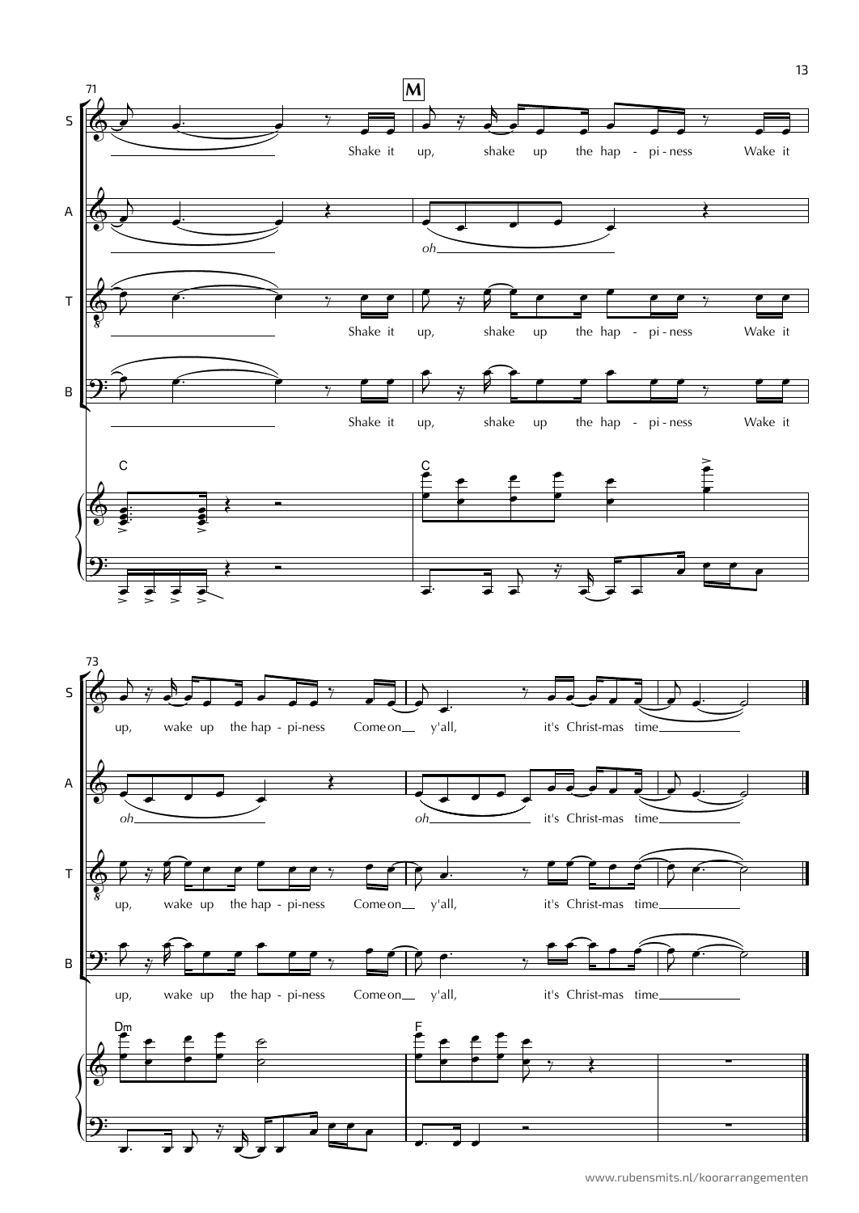71

**M**

S: Shake it up, shake up the hap - pi - ness Wake it

A: *oh*

T: Shake it up, shake up the hap - pi - ness Wake it

B: Shake it up, shake up the hap - pi - ness Wake it

C C

73

S: up, wake up the hap - pi-ness Come on y'all, it's Christ-mas time

A: *oh* *oh* it's Christ-mas time

T: up, wake up the hap - pi-ness Come on y'all, it's Christ-mas time

B: up, wake up the hap - pi-ness Come on y'all, it's Christ-mas time

Dm F

www.rubensmits.nl/koorarrangementen